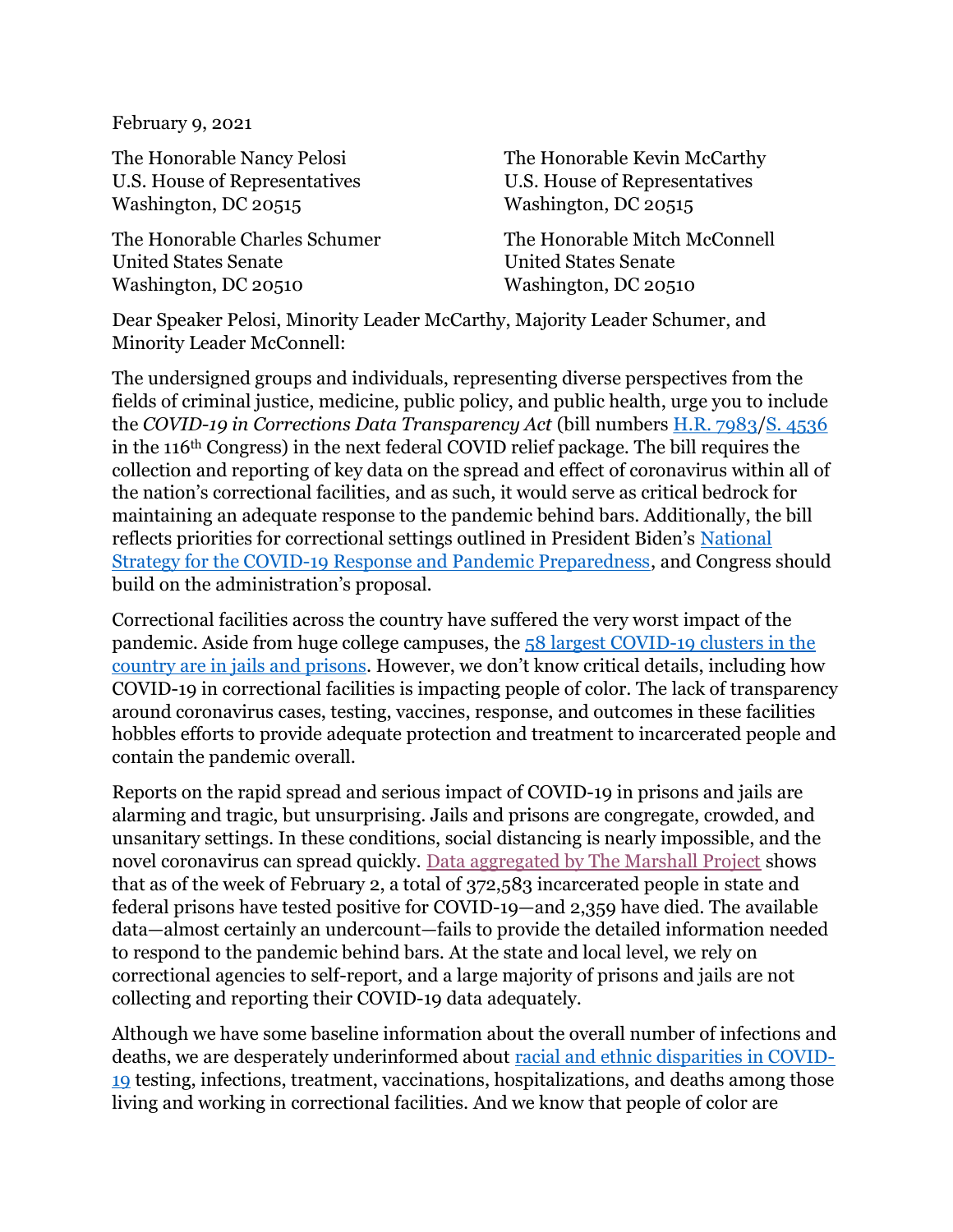February 9, 2021

The Honorable Nancy Pelosi
U.S. House of Representatives
Washington, DC 20515

The Honorable Kevin McCarthy
U.S. House of Representatives
Washington, DC 20515

The Honorable Charles Schumer
United States Senate
Washington, DC 20510

The Honorable Mitch McConnell
United States Senate
Washington, DC 20510

Dear Speaker Pelosi, Minority Leader McCarthy, Majority Leader Schumer, and Minority Leader McConnell:

The undersigned groups and individuals, representing diverse perspectives from the fields of criminal justice, medicine, public policy, and public health, urge you to include the *COVID-19 in Corrections Data Transparency Act* (bill numbers H.R. 7983/S. 4536 in the 116th Congress) in the next federal COVID relief package. The bill requires the collection and reporting of key data on the spread and effect of coronavirus within all of the nation's correctional facilities, and as such, it would serve as critical bedrock for maintaining an adequate response to the pandemic behind bars. Additionally, the bill reflects priorities for correctional settings outlined in President Biden's National Strategy for the COVID-19 Response and Pandemic Preparedness, and Congress should build on the administration's proposal.

Correctional facilities across the country have suffered the very worst impact of the pandemic. Aside from huge college campuses, the 58 largest COVID-19 clusters in the country are in jails and prisons. However, we don't know critical details, including how COVID-19 in correctional facilities is impacting people of color. The lack of transparency around coronavirus cases, testing, vaccines, response, and outcomes in these facilities hobbles efforts to provide adequate protection and treatment to incarcerated people and contain the pandemic overall.

Reports on the rapid spread and serious impact of COVID-19 in prisons and jails are alarming and tragic, but unsurprising. Jails and prisons are congregate, crowded, and unsanitary settings. In these conditions, social distancing is nearly impossible, and the novel coronavirus can spread quickly. Data aggregated by The Marshall Project shows that as of the week of February 2, a total of 372,583 incarcerated people in state and federal prisons have tested positive for COVID-19—and 2,359 have died. The available data—almost certainly an undercount—fails to provide the detailed information needed to respond to the pandemic behind bars. At the state and local level, we rely on correctional agencies to self-report, and a large majority of prisons and jails are not collecting and reporting their COVID-19 data adequately.

Although we have some baseline information about the overall number of infections and deaths, we are desperately underinformed about racial and ethnic disparities in COVID-19 testing, infections, treatment, vaccinations, hospitalizations, and deaths among those living and working in correctional facilities. And we know that people of color are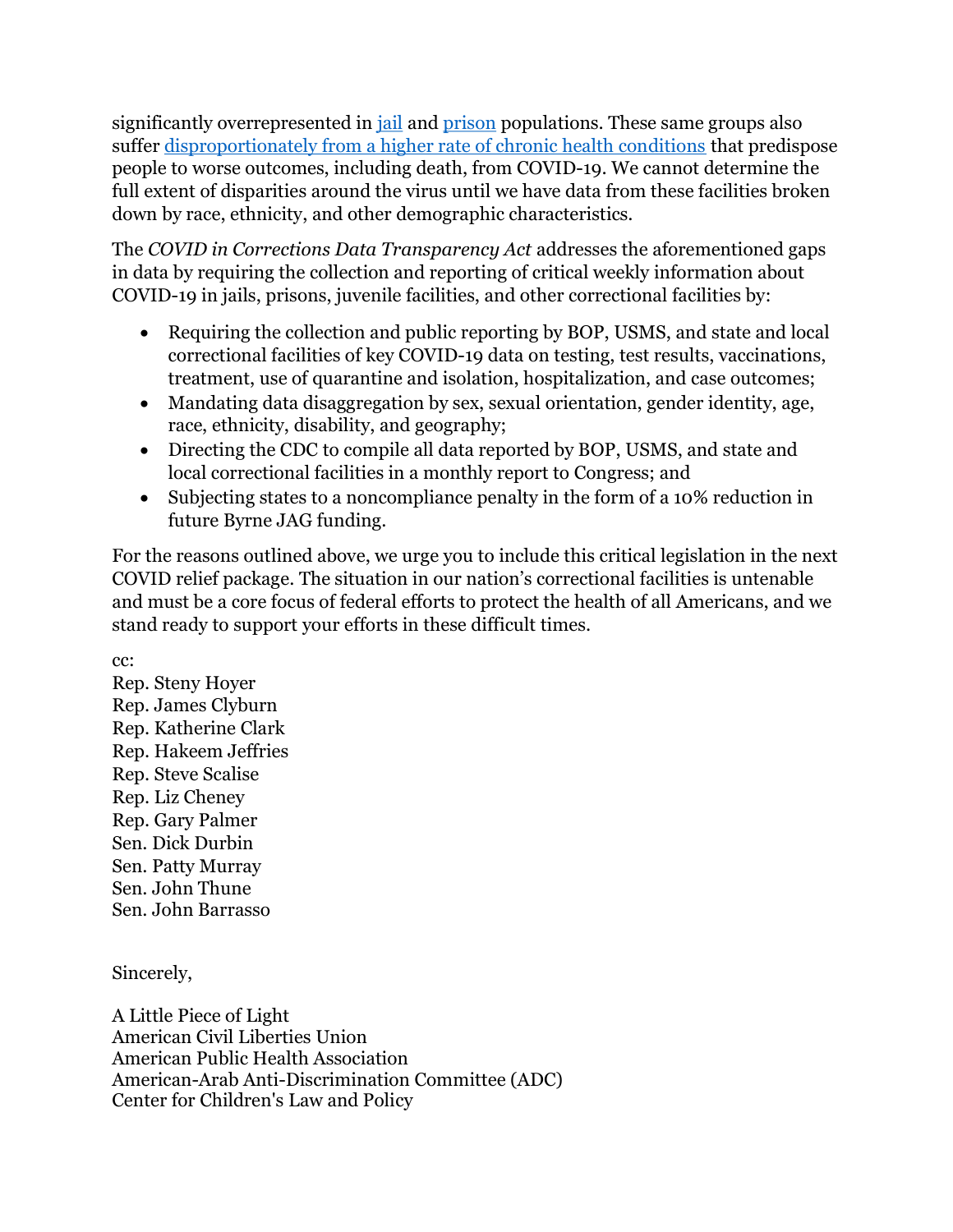significantly overrepresented in [jail](#) and [prison](#) populations. These same groups also suffer [disproportionately from a higher rate of chronic health conditions](#) that predispose people to worse outcomes, including death, from COVID-19. We cannot determine the full extent of disparities around the virus until we have data from these facilities broken down by race, ethnicity, and other demographic characteristics.

The *COVID in Corrections Data Transparency Act* addresses the aforementioned gaps in data by requiring the collection and reporting of critical weekly information about COVID-19 in jails, prisons, juvenile facilities, and other correctional facilities by:

- Requiring the collection and public reporting by BOP, USMS, and state and local correctional facilities of key COVID-19 data on testing, test results, vaccinations, treatment, use of quarantine and isolation, hospitalization, and case outcomes;
- Mandating data disaggregation by sex, sexual orientation, gender identity, age, race, ethnicity, disability, and geography;
- Directing the CDC to compile all data reported by BOP, USMS, and state and local correctional facilities in a monthly report to Congress; and
- Subjecting states to a noncompliance penalty in the form of a 10% reduction in future Byrne JAG funding.

For the reasons outlined above, we urge you to include this critical legislation in the next COVID relief package. The situation in our nation's correctional facilities is untenable and must be a core focus of federal efforts to protect the health of all Americans, and we stand ready to support your efforts in these difficult times.

cc:
Rep. Steny Hoyer
Rep. James Clyburn
Rep. Katherine Clark
Rep. Hakeem Jeffries
Rep. Steve Scalise
Rep. Liz Cheney
Rep. Gary Palmer
Sen. Dick Durbin
Sen. Patty Murray
Sen. John Thune
Sen. John Barrasso

Sincerely,

A Little Piece of Light
American Civil Liberties Union
American Public Health Association
American-Arab Anti-Discrimination Committee (ADC)
Center for Children's Law and Policy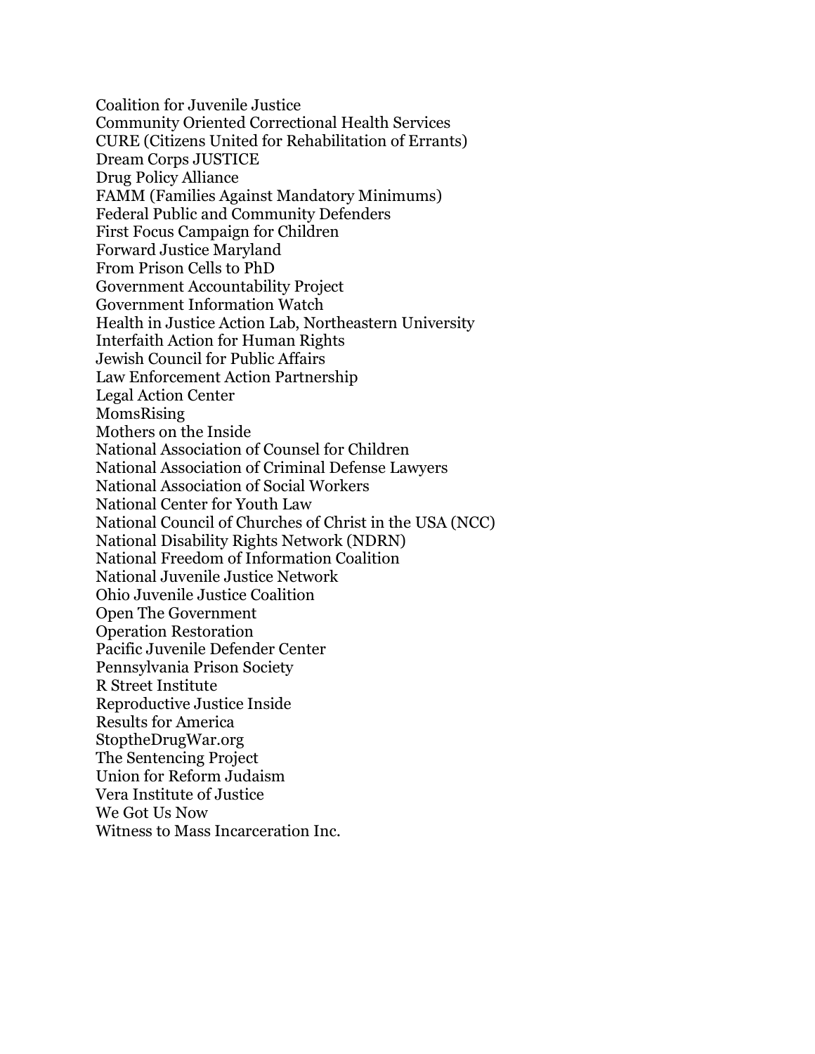Coalition for Juvenile Justice
Community Oriented Correctional Health Services
CURE (Citizens United for Rehabilitation of Errants)
Dream Corps JUSTICE
Drug Policy Alliance
FAMM (Families Against Mandatory Minimums)
Federal Public and Community Defenders
First Focus Campaign for Children
Forward Justice Maryland
From Prison Cells to PhD
Government Accountability Project
Government Information Watch
Health in Justice Action Lab, Northeastern University
Interfaith Action for Human Rights
Jewish Council for Public Affairs
Law Enforcement Action Partnership
Legal Action Center
MomsRising
Mothers on the Inside
National Association of Counsel for Children
National Association of Criminal Defense Lawyers
National Association of Social Workers
National Center for Youth Law
National Council of Churches of Christ in the USA (NCC)
National Disability Rights Network (NDRN)
National Freedom of Information Coalition
National Juvenile Justice Network
Ohio Juvenile Justice Coalition
Open The Government
Operation Restoration
Pacific Juvenile Defender Center
Pennsylvania Prison Society
R Street Institute
Reproductive Justice Inside
Results for America
StoptheDrugWar.org
The Sentencing Project
Union for Reform Judaism
Vera Institute of Justice
We Got Us Now
Witness to Mass Incarceration Inc.